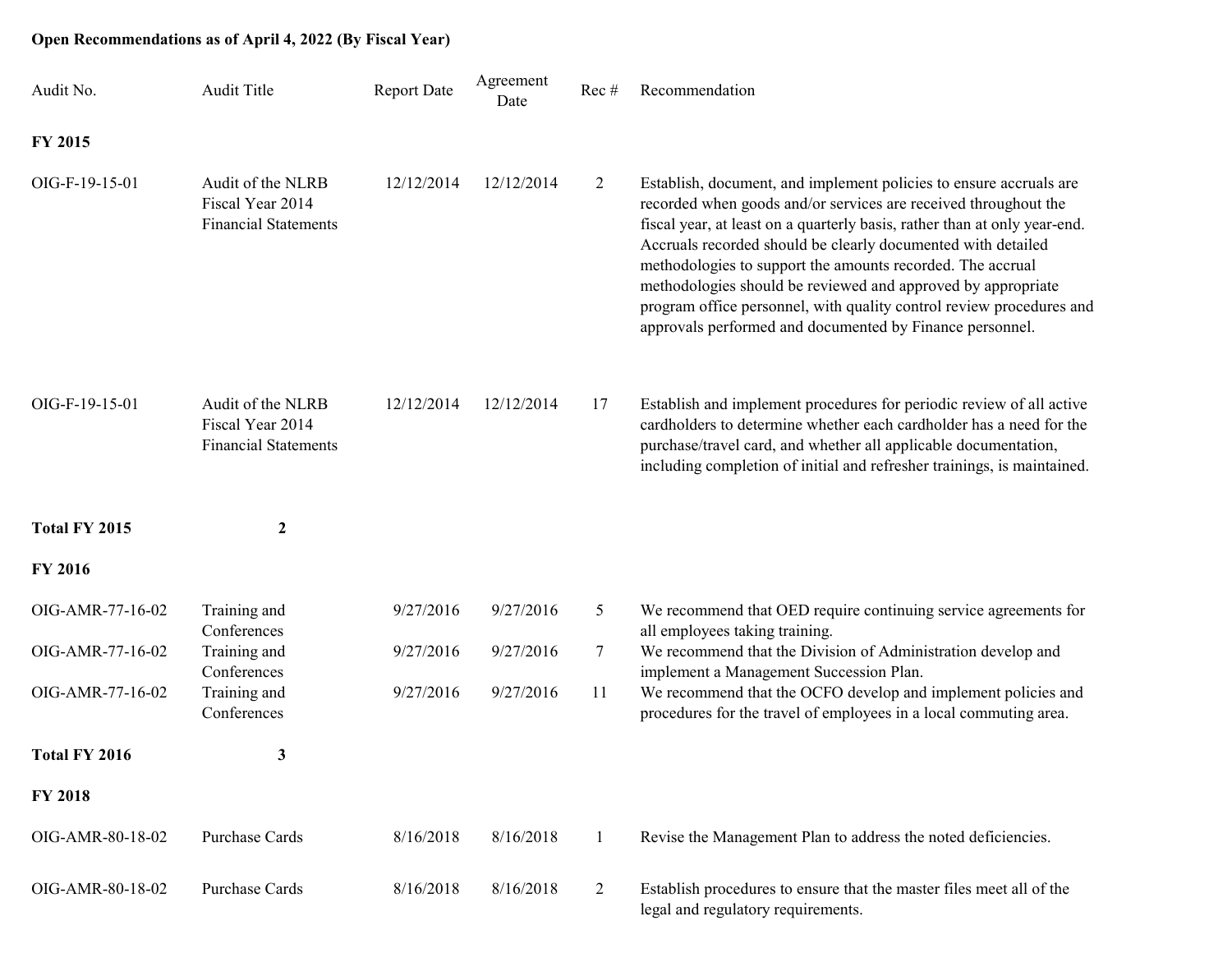**Open Recommendations as of April 4, 2022 (By Fiscal Year)**

| Audit No. | Audit Title | Report Date | Agreement Date | Rec # | Recommendation |
|---|---|---|---|---|---|
| **FY 2015** | | | | | |
| OIG-F-19-15-01 | Audit of the NLRB Fiscal Year 2014 Financial Statements | 12/12/2014 | 12/12/2014 | 2 | Establish, document, and implement policies to ensure accruals are recorded when goods and/or services are received throughout the fiscal year, at least on a quarterly basis, rather than at only year-end. Accruals recorded should be clearly documented with detailed methodologies to support the amounts recorded. The accrual methodologies should be reviewed and approved by appropriate program office personnel, with quality control review procedures and approvals performed and documented by Finance personnel. |
| OIG-F-19-15-01 | Audit of the NLRB Fiscal Year 2014 Financial Statements | 12/12/2014 | 12/12/2014 | 17 | Establish and implement procedures for periodic review of all active cardholders to determine whether each cardholder has a need for the purchase/travel card, and whether all applicable documentation, including completion of initial and refresher trainings, is maintained. |
| **Total FY 2015** | **2** | | | | |
| **FY 2016** | | | | | |
| OIG-AMR-77-16-02 | Training and Conferences | 9/27/2016 | 9/27/2016 | 5 | We recommend that OED require continuing service agreements for all employees taking training. |
| OIG-AMR-77-16-02 | Training and Conferences | 9/27/2016 | 9/27/2016 | 7 | We recommend that the Division of Administration develop and implement a Management Succession Plan. |
| OIG-AMR-77-16-02 | Training and Conferences | 9/27/2016 | 9/27/2016 | 11 | We recommend that the OCFO develop and implement policies and procedures for the travel of employees in a local commuting area. |
| **Total FY 2016** | **3** | | | | |
| **FY 2018** | | | | | |
| OIG-AMR-80-18-02 | Purchase Cards | 8/16/2018 | 8/16/2018 | 1 | Revise the Management Plan to address the noted deficiencies. |
| OIG-AMR-80-18-02 | Purchase Cards | 8/16/2018 | 8/16/2018 | 2 | Establish procedures to ensure that the master files meet all of the legal and regulatory requirements. |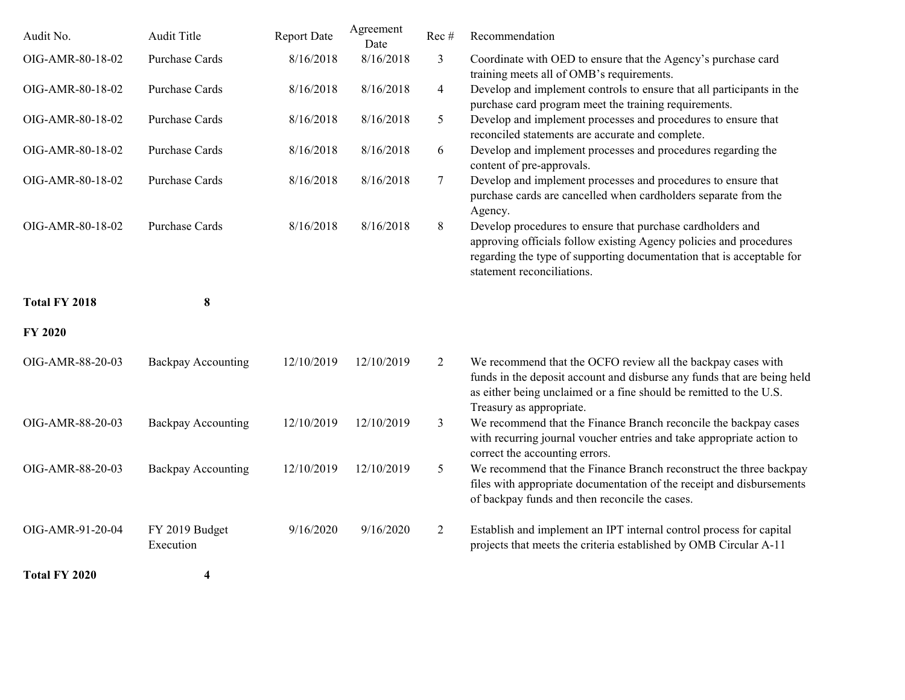| Audit No. | Audit Title | Report Date | Agreement Date | Rec # | Recommendation |
|---|---|---|---|---|---|
| OIG-AMR-80-18-02 | Purchase Cards | 8/16/2018 | 8/16/2018 | 3 | Coordinate with OED to ensure that the Agency's purchase card training meets all of OMB's requirements. |
| OIG-AMR-80-18-02 | Purchase Cards | 8/16/2018 | 8/16/2018 | 4 | Develop and implement controls to ensure that all participants in the purchase card program meet the training requirements. |
| OIG-AMR-80-18-02 | Purchase Cards | 8/16/2018 | 8/16/2018 | 5 | Develop and implement processes and procedures to ensure that reconciled statements are accurate and complete. |
| OIG-AMR-80-18-02 | Purchase Cards | 8/16/2018 | 8/16/2018 | 6 | Develop and implement processes and procedures regarding the content of pre-approvals. |
| OIG-AMR-80-18-02 | Purchase Cards | 8/16/2018 | 8/16/2018 | 7 | Develop and implement processes and procedures to ensure that purchase cards are cancelled when cardholders separate from the Agency. |
| OIG-AMR-80-18-02 | Purchase Cards | 8/16/2018 | 8/16/2018 | 8 | Develop procedures to ensure that purchase cardholders and approving officials follow existing Agency policies and procedures regarding the type of supporting documentation that is acceptable for statement reconciliations. |
| **Total FY 2018** | **8** | | | | |
| **FY 2020** | | | | | |
| OIG-AMR-88-20-03 | Backpay Accounting | 12/10/2019 | 12/10/2019 | 2 | We recommend that the OCFO review all the backpay cases with funds in the deposit account and disburse any funds that are being held as either being unclaimed or a fine should be remitted to the U.S. Treasury as appropriate. |
| OIG-AMR-88-20-03 | Backpay Accounting | 12/10/2019 | 12/10/2019 | 3 | We recommend that the Finance Branch reconcile the backpay cases with recurring journal voucher entries and take appropriate action to correct the accounting errors. |
| OIG-AMR-88-20-03 | Backpay Accounting | 12/10/2019 | 12/10/2019 | 5 | We recommend that the Finance Branch reconstruct the three backpay files with appropriate documentation of the receipt and disbursements of backpay funds and then reconcile the cases. |
| OIG-AMR-91-20-04 | FY 2019 Budget Execution | 9/16/2020 | 9/16/2020 | 2 | Establish and implement an IPT internal control process for capital projects that meets the criteria established by OMB Circular A-11 |
| **Total FY 2020** | **4** | | | | |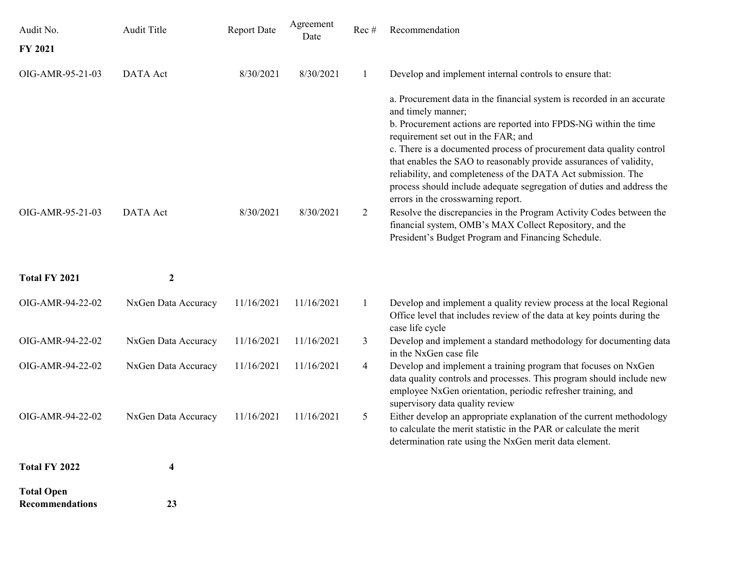| Audit No. | Audit Title | Report Date | Agreement Date | Rec # | Recommendation |
|---|---|---|---|---|---|
| **FY 2021** | | | | | |
| OIG-AMR-95-21-03 | DATA Act | 8/30/2021 | 8/30/2021 | 1 | Develop and implement internal controls to ensure that:<br><br>a. Procurement data in the financial system is recorded in an accurate and timely manner;<br>b. Procurement actions are reported into FPDS-NG within the time requirement set out in the FAR; and<br>c. There is a documented process of procurement data quality control that enables the SAO to reasonably provide assurances of validity, reliability, and completeness of the DATA Act submission. The process should include adequate segregation of duties and address the errors in the crosswarning report. |
| OIG-AMR-95-21-03 | DATA Act | 8/30/2021 | 8/30/2021 | 2 | Resolve the discrepancies in the Program Activity Codes between the financial system, OMB's MAX Collect Repository, and the President's Budget Program and Financing Schedule. |
| **Total FY 2021** | **2** | | | | |
| OIG-AMR-94-22-02 | NxGen Data Accuracy | 11/16/2021 | 11/16/2021 | 1 | Develop and implement a quality review process at the local Regional Office level that includes review of the data at key points during the case life cycle |
| OIG-AMR-94-22-02 | NxGen Data Accuracy | 11/16/2021 | 11/16/2021 | 3 | Develop and implement a standard methodology for documenting data in the NxGen case file |
| OIG-AMR-94-22-02 | NxGen Data Accuracy | 11/16/2021 | 11/16/2021 | 4 | Develop and implement a training program that focuses on NxGen data quality controls and processes. This program should include new employee NxGen orientation, periodic refresher training, and supervisory data quality review |
| OIG-AMR-94-22-02 | NxGen Data Accuracy | 11/16/2021 | 11/16/2021 | 5 | Either develop an appropriate explanation of the current methodology to calculate the merit statistic in the PAR or calculate the merit determination rate using the NxGen merit data element. |
| **Total FY 2022** | **4** | | | | |
| **Total Open Recommendations** | **23** | | | | |